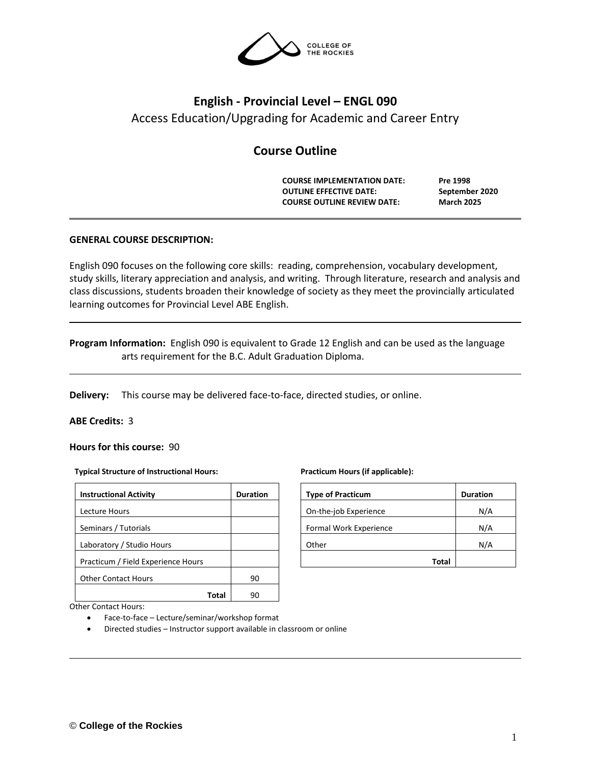COLLEGE OF THE ROCKIES

# English - Provincial Level – ENGL 090

Access Education/Upgrading for Academic and Career Entry

## Course Outline

**COURSE IMPLEMENTATION DATE:** **Pre 1998**
**OUTLINE EFFECTIVE DATE:** **September 2020**
**COURSE OUTLINE REVIEW DATE:** **March 2025**

---

**GENERAL COURSE DESCRIPTION:**

English 090 focuses on the following core skills: reading, comprehension, vocabulary development, study skills, literary appreciation and analysis, and writing. Through literature, research and analysis and class discussions, students broaden their knowledge of society as they meet the provincially articulated learning outcomes for Provincial Level ABE English.

---

**Program Information:** English 090 is equivalent to Grade 12 English and can be used as the language arts requirement for the B.C. Adult Graduation Diploma.

---

**Delivery:** This course may be delivered face-to-face, directed studies, or online.

**ABE Credits:** 3

**Hours for this course:** 90

**Typical Structure of Instructional Hours:**

| Instructional Activity | Duration |
|---|---|
| Lecture Hours | |
| Seminars / Tutorials | |
| Laboratory / Studio Hours | |
| Practicum / Field Experience Hours | |
| Other Contact Hours | 90 |
| Total | 90 |

**Practicum Hours (if applicable):**

| Type of Practicum | Duration |
|---|---|
| On-the-job Experience | N/A |
| Formal Work Experience | N/A |
| Other | N/A |
| Total | |

Other Contact Hours:

- Face-to-face – Lecture/seminar/workshop format
- Directed studies – Instructor support available in classroom or online

---

© **College of the Rockies**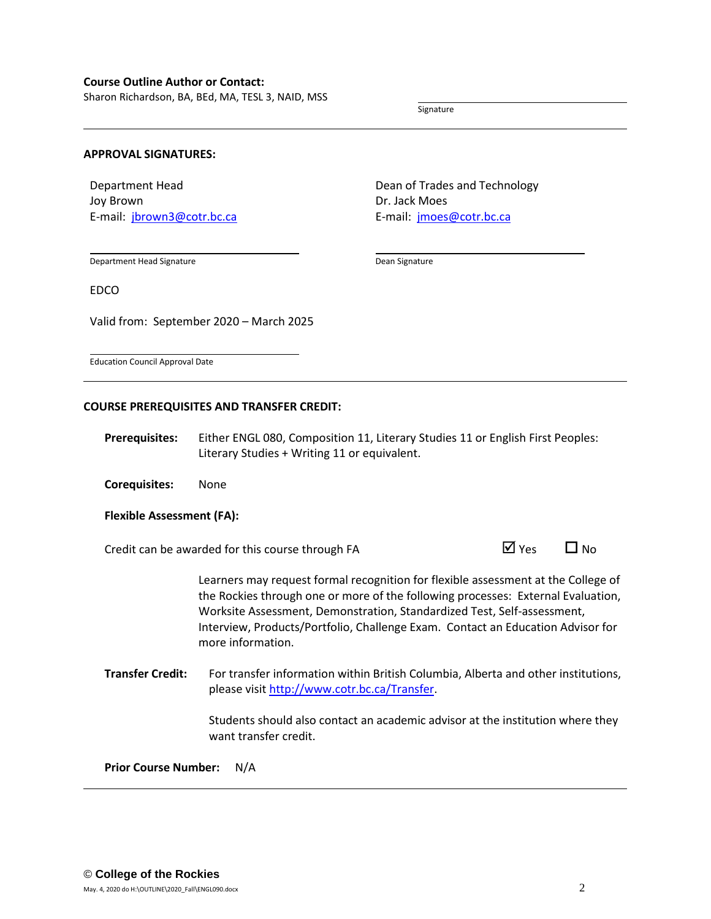**Course Outline Author or Contact:**
Sharon Richardson, BA, BEd, MA, TESL 3, NAID, MSS

Signature

---

**APPROVAL SIGNATURES:**

Department Head
Joy Brown
E-mail: jbrown3@cotr.bc.ca

Department Head Signature

Dean of Trades and Technology
Dr. Jack Moes
E-mail: jmoes@cotr.bc.ca

Dean Signature

EDCO

Valid from: September 2020 – March 2025

Education Council Approval Date

---

**COURSE PREREQUISITES AND TRANSFER CREDIT:**

**Prerequisites:** Either ENGL 080, Composition 11, Literary Studies 11 or English First Peoples: Literary Studies + Writing 11 or equivalent.

**Corequisites:** None

**Flexible Assessment (FA):**

Credit can be awarded for this course through FA ☑ Yes ☐ No

Learners may request formal recognition for flexible assessment at the College of the Rockies through one or more of the following processes: External Evaluation, Worksite Assessment, Demonstration, Standardized Test, Self-assessment, Interview, Products/Portfolio, Challenge Exam. Contact an Education Advisor for more information.

**Transfer Credit:** For transfer information within British Columbia, Alberta and other institutions, please visit http://www.cotr.bc.ca/Transfer.

Students should also contact an academic advisor at the institution where they want transfer credit.

**Prior Course Number:** N/A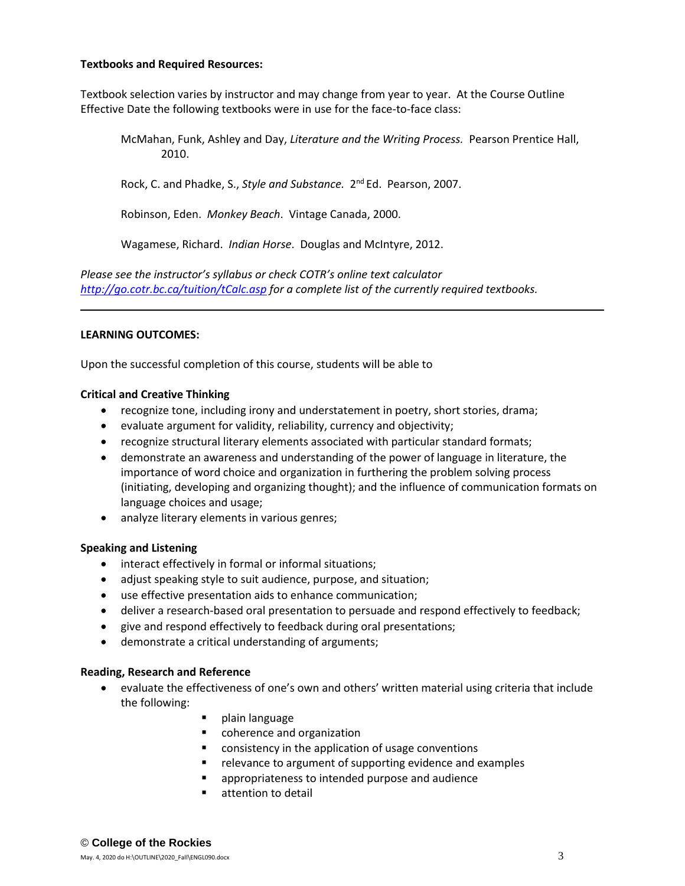**Textbooks and Required Resources:**

Textbook selection varies by instructor and may change from year to year. At the Course Outline Effective Date the following textbooks were in use for the face-to-face class:

McMahan, Funk, Ashley and Day, *Literature and the Writing Process.* Pearson Prentice Hall, 2010.

Rock, C. and Phadke, S., *Style and Substance.* 2nd Ed. Pearson, 2007.

Robinson, Eden. *Monkey Beach*. Vintage Canada, 2000.

Wagamese, Richard. *Indian Horse*. Douglas and McIntyre, 2012.

*Please see the instructor's syllabus or check COTR's online text calculator [http://go.cotr.bc.ca/tuition/tCalc.asp](http://go.cotr.bc.ca/tuition/tCalc.asp) for a complete list of the currently required textbooks.*

---

**LEARNING OUTCOMES:**

Upon the successful completion of this course, students will be able to

**Critical and Creative Thinking**

- recognize tone, including irony and understatement in poetry, short stories, drama;
- evaluate argument for validity, reliability, currency and objectivity;
- recognize structural literary elements associated with particular standard formats;
- demonstrate an awareness and understanding of the power of language in literature, the importance of word choice and organization in furthering the problem solving process (initiating, developing and organizing thought); and the influence of communication formats on language choices and usage;
- analyze literary elements in various genres;

**Speaking and Listening**

- interact effectively in formal or informal situations;
- adjust speaking style to suit audience, purpose, and situation;
- use effective presentation aids to enhance communication;
- deliver a research-based oral presentation to persuade and respond effectively to feedback;
- give and respond effectively to feedback during oral presentations;
- demonstrate a critical understanding of arguments;

**Reading, Research and Reference**

- evaluate the effectiveness of one's own and others' written material using criteria that include the following:
  - plain language
  - coherence and organization
  - consistency in the application of usage conventions
  - relevance to argument of supporting evidence and examples
  - appropriateness to intended purpose and audience
  - attention to detail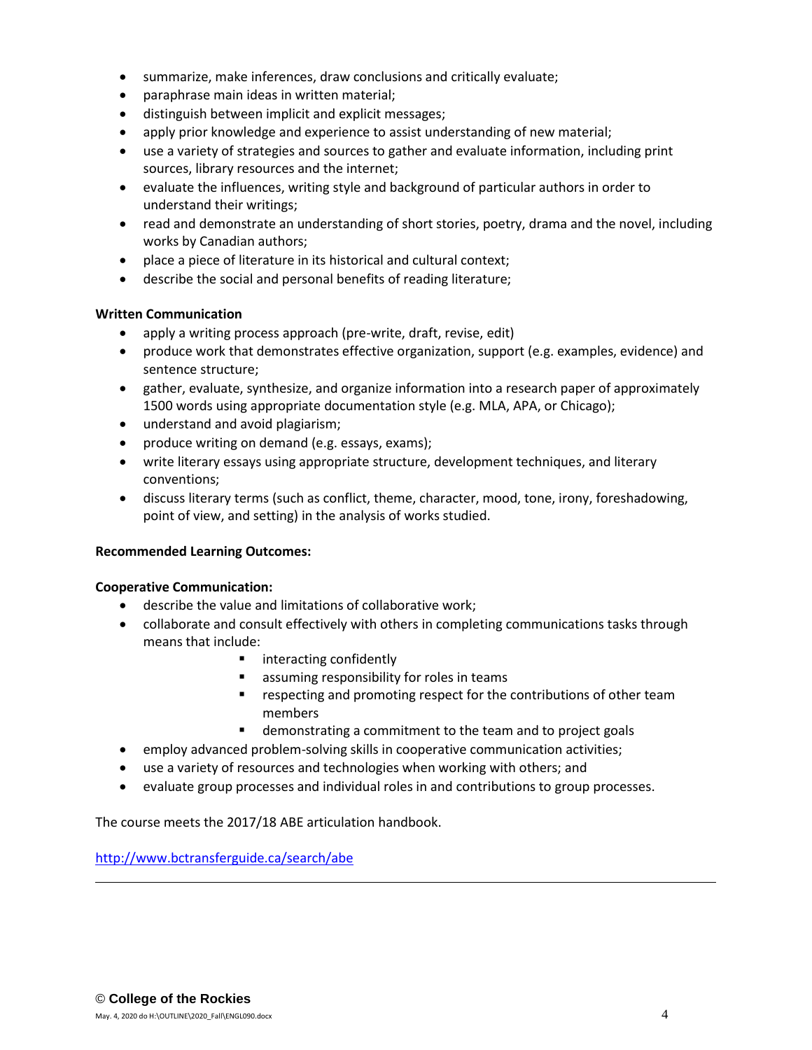- summarize, make inferences, draw conclusions and critically evaluate;
- paraphrase main ideas in written material;
- distinguish between implicit and explicit messages;
- apply prior knowledge and experience to assist understanding of new material;
- use a variety of strategies and sources to gather and evaluate information, including print sources, library resources and the internet;
- evaluate the influences, writing style and background of particular authors in order to understand their writings;
- read and demonstrate an understanding of short stories, poetry, drama and the novel, including works by Canadian authors;
- place a piece of literature in its historical and cultural context;
- describe the social and personal benefits of reading literature;

**Written Communication**

- apply a writing process approach (pre-write, draft, revise, edit)
- produce work that demonstrates effective organization, support (e.g. examples, evidence) and sentence structure;
- gather, evaluate, synthesize, and organize information into a research paper of approximately 1500 words using appropriate documentation style (e.g. MLA, APA, or Chicago);
- understand and avoid plagiarism;
- produce writing on demand (e.g. essays, exams);
- write literary essays using appropriate structure, development techniques, and literary conventions;
- discuss literary terms (such as conflict, theme, character, mood, tone, irony, foreshadowing, point of view, and setting) in the analysis of works studied.

**Recommended Learning Outcomes:**

**Cooperative Communication:**

- describe the value and limitations of collaborative work;
- collaborate and consult effectively with others in completing communications tasks through means that include:
    - interacting confidently
    - assuming responsibility for roles in teams
    - respecting and promoting respect for the contributions of other team members
    - demonstrating a commitment to the team and to project goals
- employ advanced problem-solving skills in cooperative communication activities;
- use a variety of resources and technologies when working with others; and
- evaluate group processes and individual roles in and contributions to group processes.

The course meets the 2017/18 ABE articulation handbook.

http://www.bctransferguide.ca/search/abe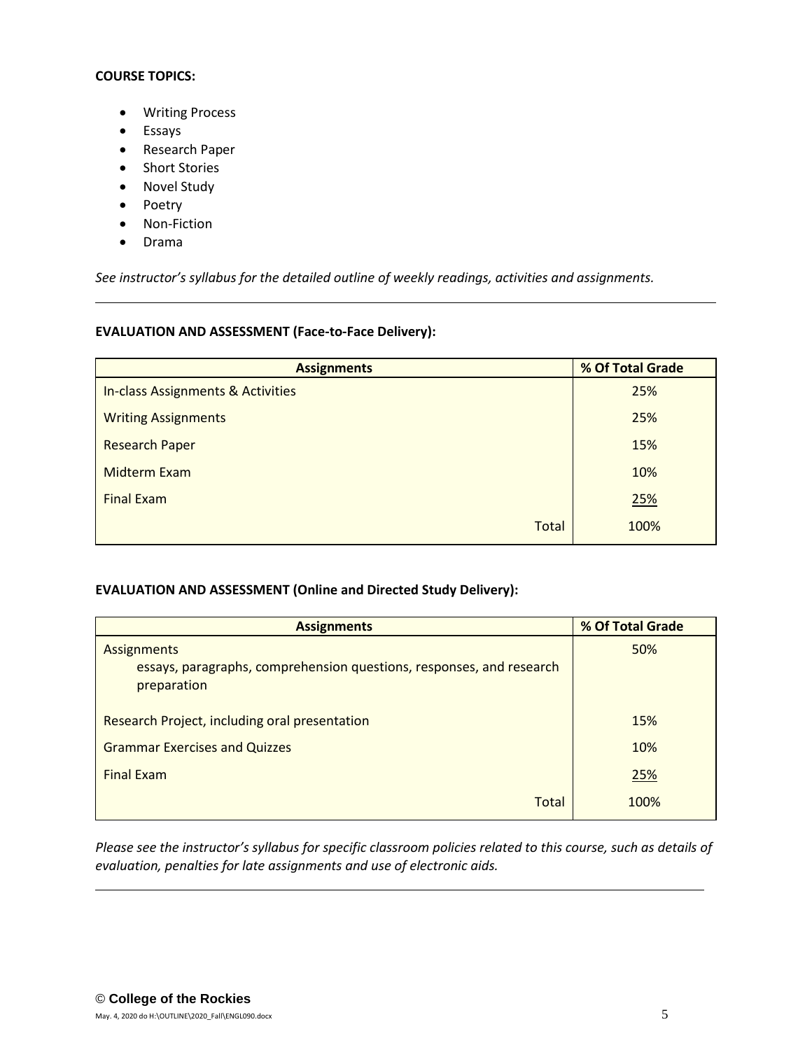**COURSE TOPICS:**

- Writing Process
- Essays
- Research Paper
- Short Stories
- Novel Study
- Poetry
- Non-Fiction
- Drama

*See instructor's syllabus for the detailed outline of weekly readings, activities and assignments.*

---

**EVALUATION AND ASSESSMENT (Face-to-Face Delivery):**

| Assignments | % Of Total Grade |
|---|---|
| In-class Assignments & Activities | 25% |
| Writing Assignments | 25% |
| Research Paper | 15% |
| Midterm Exam | 10% |
| Final Exam | 25% |
| Total | 100% |

**EVALUATION AND ASSESSMENT (Online and Directed Study Delivery):**

| Assignments | % Of Total Grade |
|---|---|
| Assignments<br>essays, paragraphs, comprehension questions, responses, and research preparation | 50% |
| Research Project, including oral presentation | 15% |
| Grammar Exercises and Quizzes | 10% |
| Final Exam | 25% |
| Total | 100% |

*Please see the instructor's syllabus for specific classroom policies related to this course, such as details of evaluation, penalties for late assignments and use of electronic aids.*

---

© **College of the Rockies**

May. 4, 2020 do H:\OUTLINE\2020_Fall\ENGL090.docx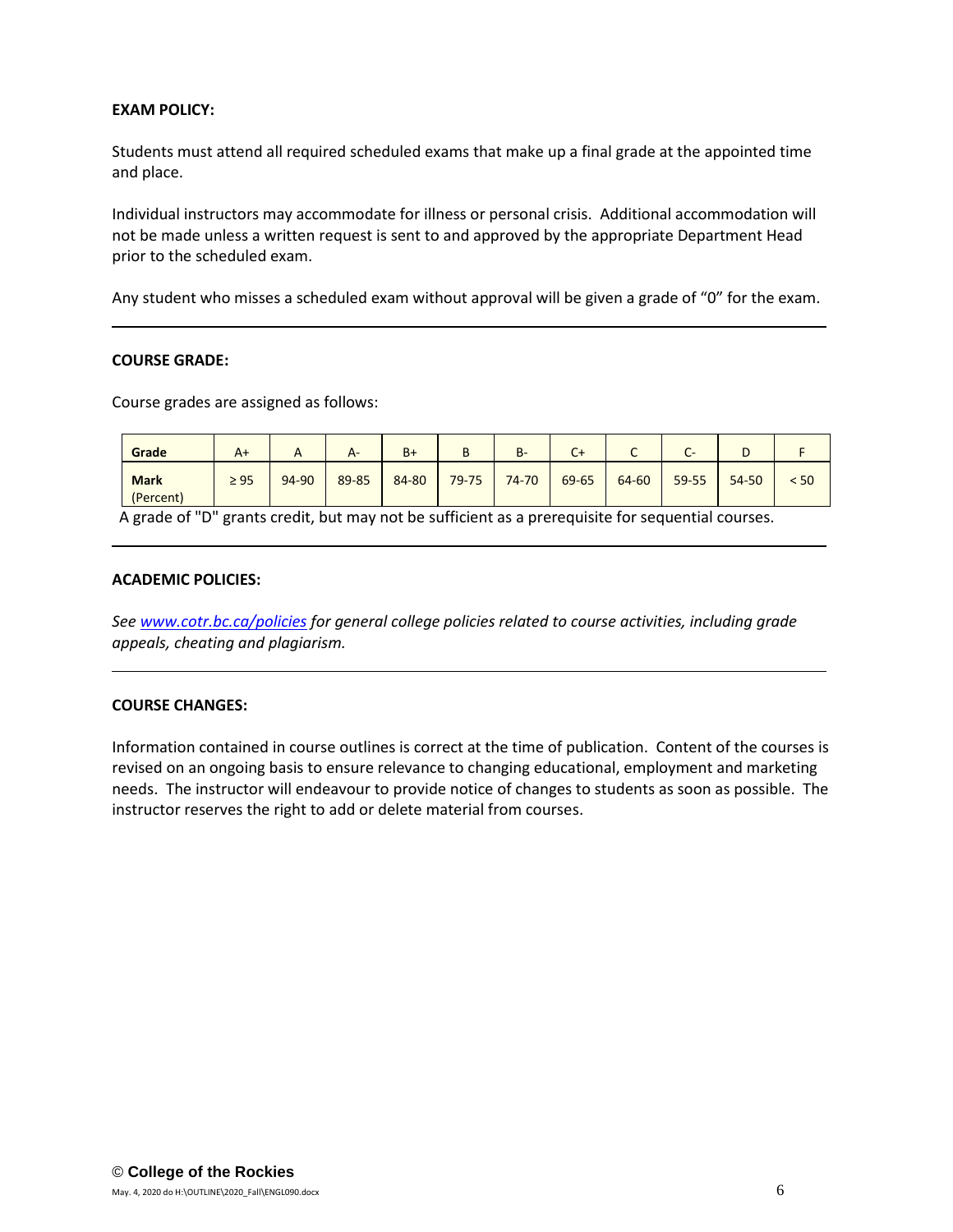**EXAM POLICY:**

Students must attend all required scheduled exams that make up a final grade at the appointed time and place.

Individual instructors may accommodate for illness or personal crisis. Additional accommodation will not be made unless a written request is sent to and approved by the appropriate Department Head prior to the scheduled exam.

Any student who misses a scheduled exam without approval will be given a grade of "0" for the exam.

---

**COURSE GRADE:**

Course grades are assigned as follows:

| Grade | A+ | A | A- | B+ | B | B- | C+ | C | C- | D | F |
|---|---|---|---|---|---|---|---|---|---|---|---|
| **Mark** (Percent) | ≥ 95 | 94-90 | 89-85 | 84-80 | 79-75 | 74-70 | 69-65 | 64-60 | 59-55 | 54-50 | < 50 |

A grade of "D" grants credit, but may not be sufficient as a prerequisite for sequential courses.

---

**ACADEMIC POLICIES:**

*See [www.cotr.bc.ca/policies](http://www.cotr.bc.ca/policies) for general college policies related to course activities, including grade appeals, cheating and plagiarism.*

---

**COURSE CHANGES:**

Information contained in course outlines is correct at the time of publication. Content of the courses is revised on an ongoing basis to ensure relevance to changing educational, employment and marketing needs. The instructor will endeavour to provide notice of changes to students as soon as possible. The instructor reserves the right to add or delete material from courses.